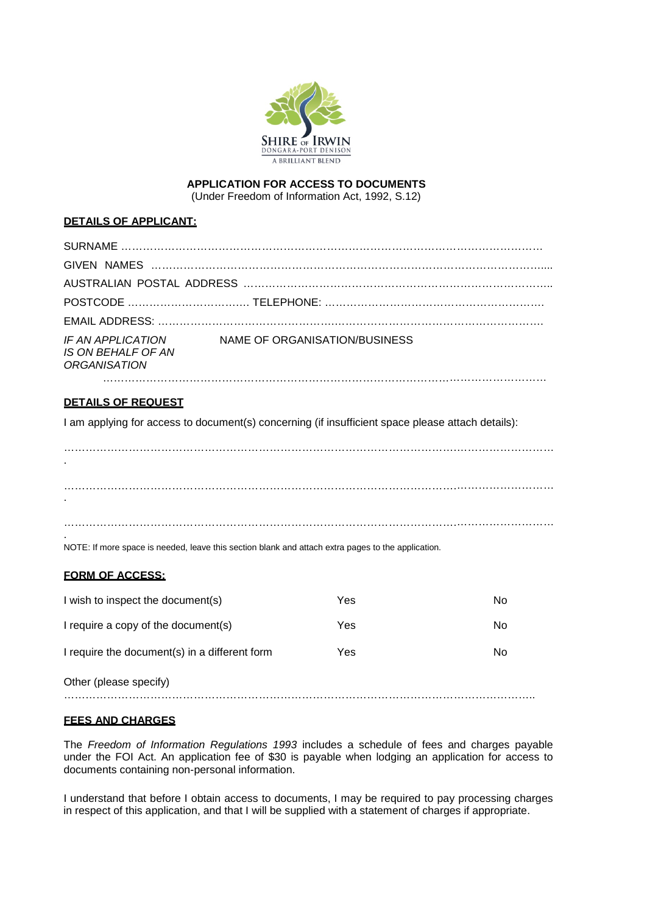SHIRE OF IRWIN
DONGARA-PORT DENISON
A BRILLIANT BLEND

# APPLICATION FOR ACCESS TO DOCUMENTS

(Under Freedom of Information Act, 1992, S.12)

## DETAILS OF APPLICANT:

SURNAME ……………………………………………………………………………………………………….

GIVEN NAMES …………………………………………………………………………………………………....

AUSTRALIAN POSTAL ADDRESS ………………………………………………………………………...

POSTCODE ……………………………. TELEPHONE: ……………………………………………………

EMAIL ADDRESS: ………………………………………………………………………………………………….

*IF AN APPLICATION IS ON BEHALF OF AN ORGANISATION* NAME OF ORGANISATION/BUSINESS

………………………………………………………………………………………………………………………

## DETAILS OF REQUEST

I am applying for access to document(s) concerning (if insufficient space please attach details):

……………………………………………………………………………………………………………………….

……………………………………………………………………………………………………………………….

……………………………………………………………………………………………………………………….

NOTE: If more space is needed, leave this section blank and attach extra pages to the application.

## FORM OF ACCESS:

| | | |
|---|---|---|
| I wish to inspect the document(s) | Yes | No |
| I require a copy of the document(s) | Yes | No |
| I require the document(s) in a different form | Yes | No |

Other (please specify)
……………………………………………………………………………………………………………………..

## FEES AND CHARGES

The *Freedom of Information Regulations 1993* includes a schedule of fees and charges payable under the FOI Act. An application fee of $30 is payable when lodging an application for access to documents containing non-personal information.

I understand that before I obtain access to documents, I may be required to pay processing charges in respect of this application, and that I will be supplied with a statement of charges if appropriate.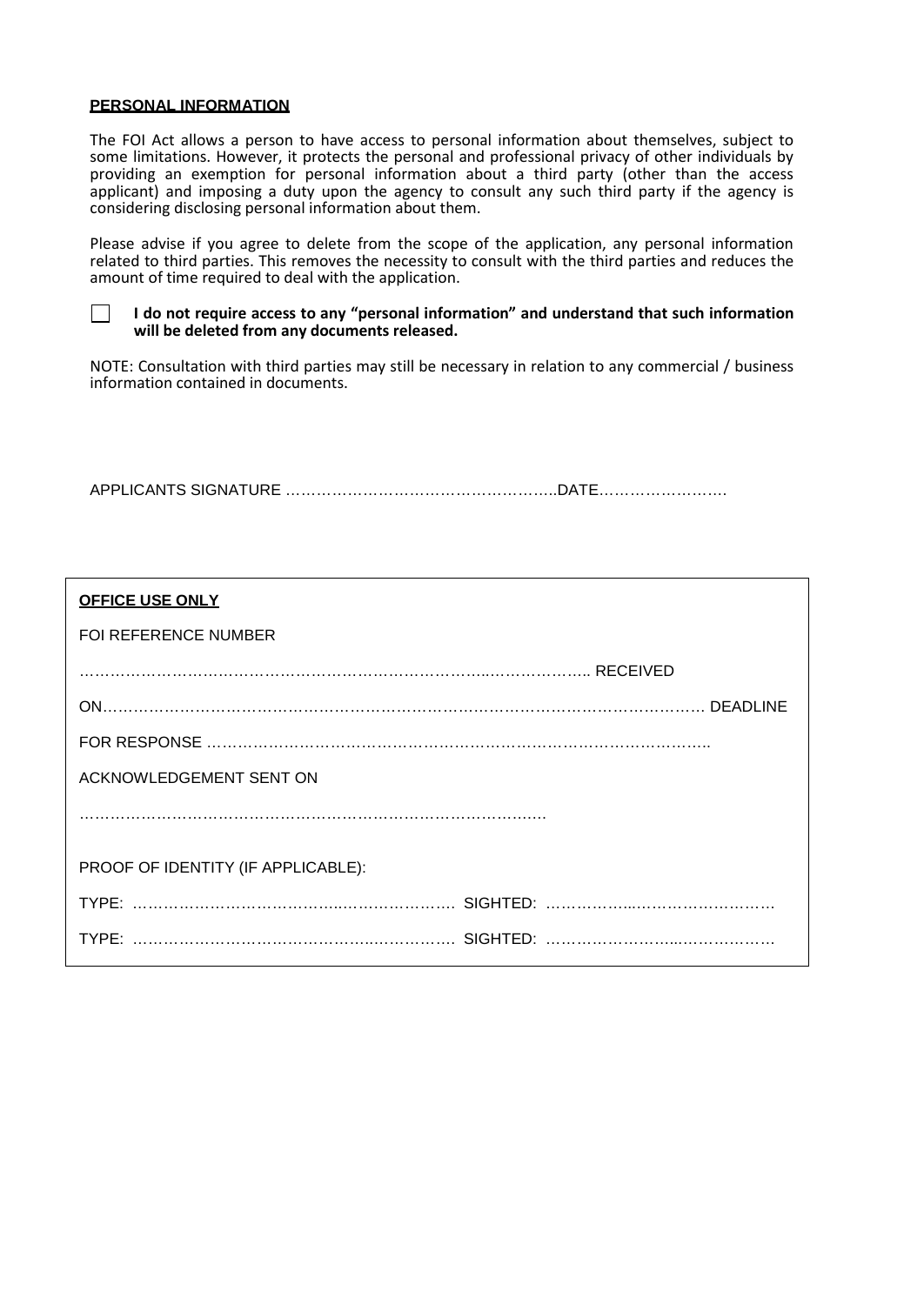**PERSONAL INFORMATION**

The FOI Act allows a person to have access to personal information about themselves, subject to some limitations. However, it protects the personal and professional privacy of other individuals by providing an exemption for personal information about a third party (other than the access applicant) and imposing a duty upon the agency to consult any such third party if the agency is considering disclosing personal information about them.

Please advise if you agree to delete from the scope of the application, any personal information related to third parties. This removes the necessity to consult with the third parties and reduces the amount of time required to deal with the application.

☐ **I do not require access to any "personal information" and understand that such information will be deleted from any documents released.**

NOTE: Consultation with third parties may still be necessary in relation to any commercial / business information contained in documents.

APPLICANTS SIGNATURE ……………………………………………..DATE…………………….

**OFFICE USE ONLY**

FOI REFERENCE NUMBER

……………………………………………………………………..……………….. RECEIVED

ON…………………………………………………………………………………………………… DEADLINE

FOR RESPONSE ……………………………………………………………………………………..

ACKNOWLEDGEMENT SENT ON

……………………………………………………………………….…

PROOF OF IDENTITY (IF APPLICABLE):

TYPE: ……………………………………..…………………. SIGHTED: ……………..………………………

TYPE: ……………………………………..…………….. SIGHTED: …………………….…………………